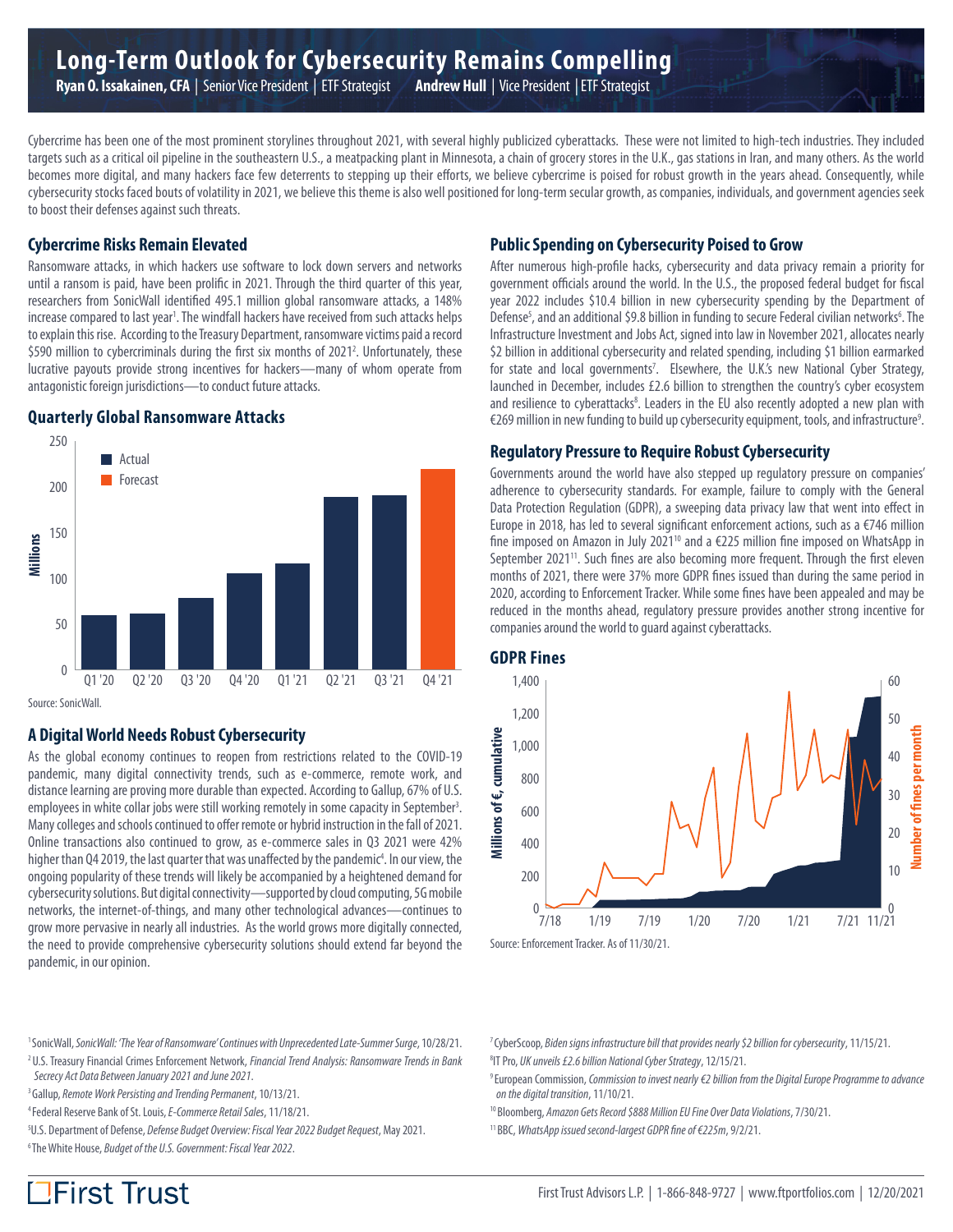# Long-Term Outlook for Cybersecurity Remains Compelling

**Ryan O. Issakainen, CFA** | Senior Vice President | ETF Strategist **Andrew Hull** | Vice President | ETF Strategist

Cybercrime has been one of the most prominent storylines throughout 2021, with several highly publicized cyberattacks. These were not limited to high-tech industries. They included targets such as a critical oil pipeline in the southeastern U.S., a meatpacking plant in Minnesota, a chain of grocery stores in the U.K., gas stations in Iran, and many others. As the world becomes more digital, and many hackers face few deterrents to stepping up their efforts, we believe cybercrime is poised for robust growth in the years ahead. Consequently, while cybersecurity stocks faced bouts of volatility in 2021, we believe this theme is also well positioned for long-term secular growth, as companies, individuals, and government agencies seek to boost their defenses against such threats.

## Cybercrime Risks Remain Elevated

Ransomware attacks, in which hackers use software to lock down servers and networks until a ransom is paid, have been prolific in 2021. Through the third quarter of this year, researchers from SonicWall identified 495.1 million global ransomware attacks, a 148% increase compared to last year[1]. The windfall hackers have received from such attacks helps to explain this rise. According to the Treasury Department, ransomware victims paid a record \$590 million to cybercriminals during the first six months of 2021[2]. Unfortunately, these lucrative payouts provide strong incentives for hackers—many of whom operate from antagonistic foreign jurisdictions—to conduct future attacks.

### Quarterly Global Ransomware Attacks

| Quarter | Millions | Type |
|---|---|---|
| Q1 '20 | ~60 | Actual |
| Q2 '20 | ~62 | Actual |
| Q3 '20 | ~79 | Actual |
| Q4 '20 | ~106 | Actual |
| Q1 '21 | ~118 | Actual |
| Q2 '21 | ~189 | Actual |
| Q3 '21 | ~191 | Actual |
| Q4 '21 | ~220 | Forecast |

Source: SonicWall.

## A Digital World Needs Robust Cybersecurity

As the global economy continues to reopen from restrictions related to the COVID-19 pandemic, many digital connectivity trends, such as e-commerce, remote work, and distance learning are proving more durable than expected. According to Gallup, 67% of U.S. employees in white collar jobs were still working remotely in some capacity in September[3]. Many colleges and schools continued to offer remote or hybrid instruction in the fall of 2021. Online transactions also continued to grow, as e-commerce sales in Q3 2021 were 42% higher than Q4 2019, the last quarter that was unaffected by the pandemic[4]. In our view, the ongoing popularity of these trends will likely be accompanied by a heightened demand for cybersecurity solutions. But digital connectivity—supported by cloud computing, 5G mobile networks, the internet-of-things, and many other technological advances—continues to grow more pervasive in nearly all industries. As the world grows more digitally connected, the need to provide comprehensive cybersecurity solutions should extend far beyond the pandemic, in our opinion.

## Public Spending on Cybersecurity Poised to Grow

After numerous high-profile hacks, cybersecurity and data privacy remain a priority for government officials around the world. In the U.S., the proposed federal budget for fiscal year 2022 includes \$10.4 billion in new cybersecurity spending by the Department of Defense[5], and an additional \$9.8 billion in funding to secure Federal civilian networks[6]. The Infrastructure Investment and Jobs Act, signed into law in November 2021, allocates nearly \$2 billion in additional cybersecurity and related spending, including \$1 billion earmarked for state and local governments[7]. Elsewhere, the U.K.'s new National Cyber Strategy, launched in December, includes £2.6 billion to strengthen the country's cyber ecosystem and resilience to cyberattacks[8]. Leaders in the EU also recently adopted a new plan with €269 million in new funding to build up cybersecurity equipment, tools, and infrastructure[9].

## Regulatory Pressure to Require Robust Cybersecurity

Governments around the world have also stepped up regulatory pressure on companies' adherence to cybersecurity standards. For example, failure to comply with the General Data Protection Regulation (GDPR), a sweeping data privacy law that went into effect in Europe in 2018, has led to several significant enforcement actions, such as a €746 million fine imposed on Amazon in July 2021[10] and a €225 million fine imposed on WhatsApp in September 2021[11]. Such fines are also becoming more frequent. Through the first eleven months of 2021, there were 37% more GDPR fines issued than during the same period in 2020, according to Enforcement Tracker. While some fines have been appealed and may be reduced in the months ahead, regulatory pressure provides another strong incentive for companies around the world to guard against cyberattacks.

### GDPR Fines

(Chart: Millions of €, cumulative (left axis, 0–1,400); Number of fines per month (right axis, 0–60); x-axis 7/18 to 11/21.)

Source: Enforcement Tracker. As of 11/30/21.

---

[1] SonicWall, *SonicWall: 'The Year of Ransomware' Continues with Unprecedented Late-Summer Surge*, 10/28/21.
[2] U.S. Treasury Financial Crimes Enforcement Network, *Financial Trend Analysis: Ransomware Trends in Bank Secrecy Act Data Between January 2021 and June 2021*.
[3] Gallup, *Remote Work Persisting and Trending Permanent*, 10/13/21.
[4] Federal Reserve Bank of St. Louis, *E-Commerce Retail Sales*, 11/18/21.
[5] U.S. Department of Defense, *Defense Budget Overview: Fiscal Year 2022 Budget Request*, May 2021.
[6] The White House, *Budget of the U.S. Government: Fiscal Year 2022*.
[7] CyberScoop, *Biden signs infrastructure bill that provides nearly \$2 billion for cybersecurity*, 11/15/21.
[8] IT Pro, *UK unveils £2.6 billion National Cyber Strategy*, 12/15/21.
[9] European Commission, *Commission to invest nearly €2 billion from the Digital Europe Programme to advance on the digital transition*, 11/10/21.
[10] Bloomberg, *Amazon Gets Record \$888 Million EU Fine Over Data Violations*, 7/30/21.
[11] BBC, *WhatsApp issued second-largest GDPR fine of €225m*, 9/2/21.

First Trust

First Trust Advisors L.P. | 1-866-848-9727 | www.ftportfolios.com | 12/20/2021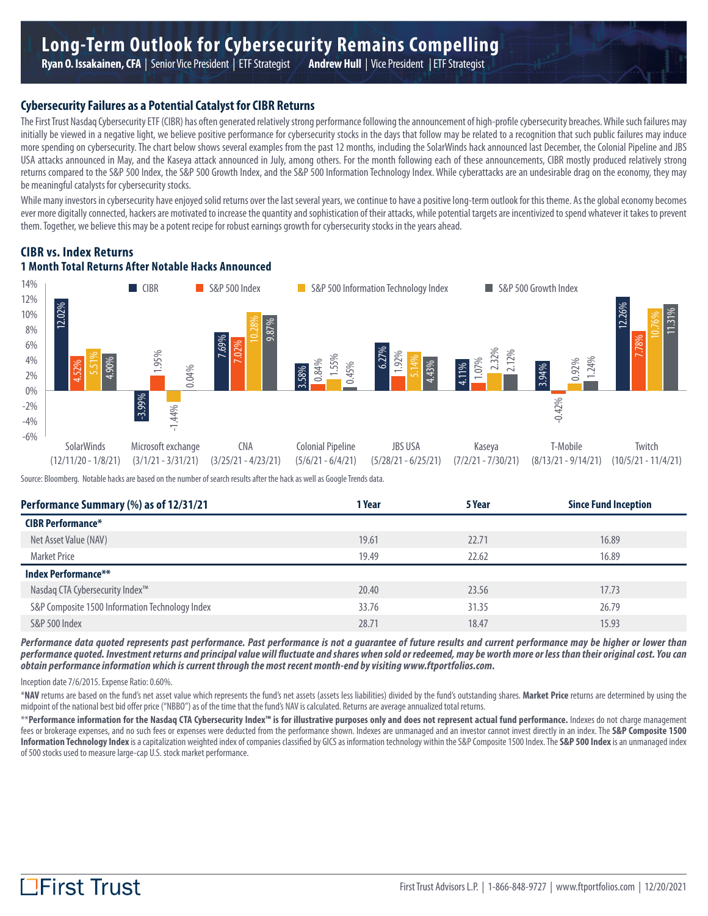# Long-Term Outlook for Cybersecurity Remains Compelling

**Ryan O. Issakainen, CFA** | Senior Vice President | ETF Strategist **Andrew Hull** | Vice President | ETF Strategist

## Cybersecurity Failures as a Potential Catalyst for CIBR Returns

The First Trust Nasdaq Cybersecurity ETF (CIBR) has often generated relatively strong performance following the announcement of high-profile cybersecurity breaches. While such failures may initially be viewed in a negative light, we believe positive performance for cybersecurity stocks in the days that follow may be related to a recognition that such public failures may induce more spending on cybersecurity. The chart below shows several examples from the past 12 months, including the SolarWinds hack announced last December, the Colonial Pipeline and JBS USA attacks announced in May, and the Kaseya attack announced in July, among others. For the month following each of these announcements, CIBR mostly produced relatively strong returns compared to the S&P 500 Index, the S&P 500 Growth Index, and the S&P 500 Information Technology Index. While cyberattacks are an undesirable drag on the economy, they may be meaningful catalysts for cybersecurity stocks.

While many investors in cybersecurity have enjoyed solid returns over the last several years, we continue to have a positive long-term outlook for this theme. As the global economy becomes ever more digitally connected, hackers are motivated to increase the quantity and sophistication of their attacks, while potential targets are incentivized to spend whatever it takes to prevent them. Together, we believe this may be a potent recipe for robust earnings growth for cybersecurity stocks in the years ahead.

## CIBR vs. Index Returns
### 1 Month Total Returns After Notable Hacks Announced

| Hack (Period) | CIBR | S&P 500 Index | S&P 500 Information Technology Index | S&P 500 Growth Index |
|---|---|---|---|---|
| SolarWinds (12/11/20 - 1/8/21) | 12.02% | 4.52% | 5.51% | 4.90% |
| Microsoft exchange (3/1/21 - 3/31/21) | -3.99% | 1.95% | -1.44% | 0.04% |
| CNA (3/25/21 - 4/23/21) | 7.69% | 7.02% | 10.28% | 9.87% |
| Colonial Pipeline (5/6/21 - 6/4/21) | 3.58% | 0.84% | 1.55% | 0.45% |
| JBS USA (5/28/21 - 6/25/21) | 6.27% | 1.92% | 5.14% | 4.43% |
| Kaseya (7/2/21 - 7/30/21) | 4.11% | 1.07% | 2.32% | 2.12% |
| T-Mobile (8/13/21 - 9/14/21) | 3.94% | -0.42% | 0.92% | 1.24% |
| Twitch (10/5/21 - 11/4/21) | 12.26% | 7.78% | 10.76% | 11.31% |

Source: Bloomberg. Notable hacks are based on the number of search results after the hack as well as Google Trends data.

| Performance Summary (%) as of 12/31/21 | 1 Year | 5 Year | Since Fund Inception |
|---|---|---|---|
| **CIBR Performance*** | | | |
| Net Asset Value (NAV) | 19.61 | 22.71 | 16.89 |
| Market Price | 19.49 | 22.62 | 16.89 |
| **Index Performance**** | | | |
| Nasdaq CTA Cybersecurity Index™ | 20.40 | 23.56 | 17.73 |
| S&P Composite 1500 Information Technology Index | 33.76 | 31.35 | 26.79 |
| S&P 500 Index | 28.71 | 18.47 | 15.93 |

***Performance data quoted represents past performance. Past performance is not a guarantee of future results and current performance may be higher or lower than performance quoted. Investment returns and principal value will fluctuate and shares when sold or redeemed, may be worth more or less than their original cost. You can obtain performance information which is current through the most recent month-end by visiting www.ftportfolios.com.***

Inception date 7/6/2015. Expense Ratio: 0.60%.

***NAV** returns are based on the fund's net asset value which represents the fund's net assets (assets less liabilities) divided by the fund's outstanding shares. **Market Price** returns are determined by using the midpoint of the national best bid offer price ("NBBO") as of the time that the fund's NAV is calculated. Returns are average annualized total returns.

****Performance information for the Nasdaq CTA Cybersecurity Index™ is for illustrative purposes only and does not represent actual fund performance.** Indexes do not charge management fees or brokerage expenses, and no such fees or expenses were deducted from the performance shown. Indexes are unmanaged and an investor cannot invest directly in an index. The **S&P Composite 1500 Information Technology Index** is a capitalization weighted index of companies classified by GICS as information technology within the S&P Composite 1500 Index. The **S&P 500 Index** is an unmanaged index of 500 stocks used to measure large-cap U.S. stock market performance.

First Trust

First Trust Advisors L.P. | 1-866-848-9727 | www.ftportfolios.com | 12/20/2021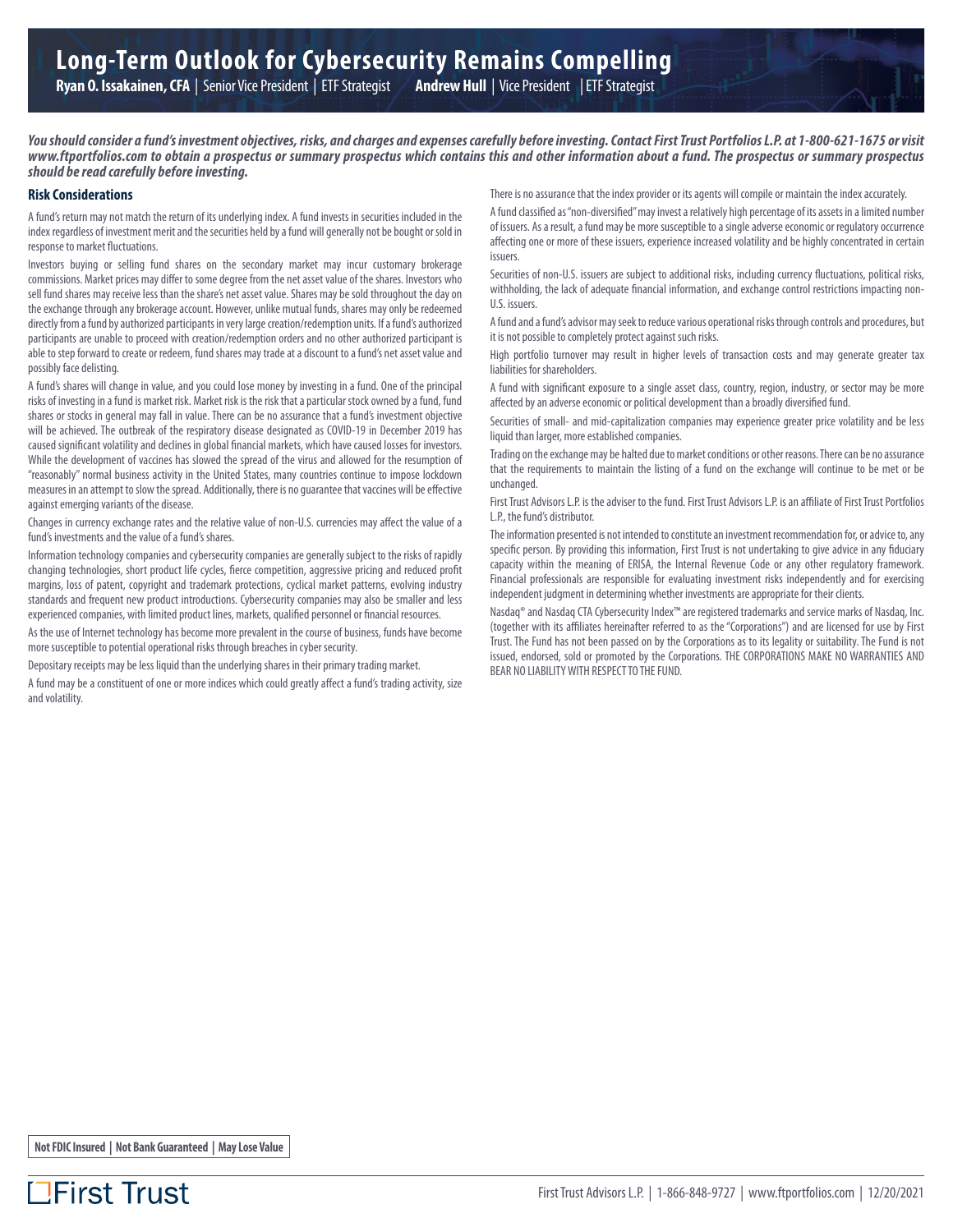# Long-Term Outlook for Cybersecurity Remains Compelling

**Ryan O. Issakainen, CFA** | Senior Vice President | ETF Strategist **Andrew Hull** | Vice President | ETF Strategist

***You should consider a fund's investment objectives, risks, and charges and expenses carefully before investing. Contact First Trust Portfolios L.P. at 1-800-621-1675 or visit www.ftportfolios.com to obtain a prospectus or summary prospectus which contains this and other information about a fund. The prospectus or summary prospectus should be read carefully before investing.***

### Risk Considerations

A fund's return may not match the return of its underlying index. A fund invests in securities included in the index regardless of investment merit and the securities held by a fund will generally not be bought or sold in response to market fluctuations.

Investors buying or selling fund shares on the secondary market may incur customary brokerage commissions. Market prices may differ to some degree from the net asset value of the shares. Investors who sell fund shares may receive less than the share's net asset value. Shares may be sold throughout the day on the exchange through any brokerage account. However, unlike mutual funds, shares may only be redeemed directly from a fund by authorized participants in very large creation/redemption units. If a fund's authorized participants are unable to proceed with creation/redemption orders and no other authorized participant is able to step forward to create or redeem, fund shares may trade at a discount to a fund's net asset value and possibly face delisting.

A fund's shares will change in value, and you could lose money by investing in a fund. One of the principal risks of investing in a fund is market risk. Market risk is the risk that a particular stock owned by a fund, fund shares or stocks in general may fall in value. There can be no assurance that a fund's investment objective will be achieved. The outbreak of the respiratory disease designated as COVID-19 in December 2019 has caused significant volatility and declines in global financial markets, which have caused losses for investors. While the development of vaccines has slowed the spread of the virus and allowed for the resumption of "reasonably" normal business activity in the United States, many countries continue to impose lockdown measures in an attempt to slow the spread. Additionally, there is no guarantee that vaccines will be effective against emerging variants of the disease.

Changes in currency exchange rates and the relative value of non-U.S. currencies may affect the value of a fund's investments and the value of a fund's shares.

Information technology companies and cybersecurity companies are generally subject to the risks of rapidly changing technologies, short product life cycles, fierce competition, aggressive pricing and reduced profit margins, loss of patent, copyright and trademark protections, cyclical market patterns, evolving industry standards and frequent new product introductions. Cybersecurity companies may also be smaller and less experienced companies, with limited product lines, markets, qualified personnel or financial resources.

As the use of Internet technology has become more prevalent in the course of business, funds have become more susceptible to potential operational risks through breaches in cyber security.

Depositary receipts may be less liquid than the underlying shares in their primary trading market.

A fund may be a constituent of one or more indices which could greatly affect a fund's trading activity, size and volatility.

There is no assurance that the index provider or its agents will compile or maintain the index accurately.

A fund classified as "non-diversified" may invest a relatively high percentage of its assets in a limited number of issuers. As a result, a fund may be more susceptible to a single adverse economic or regulatory occurrence affecting one or more of these issuers, experience increased volatility and be highly concentrated in certain issuers.

Securities of non-U.S. issuers are subject to additional risks, including currency fluctuations, political risks, withholding, the lack of adequate financial information, and exchange control restrictions impacting non-U.S. issuers.

A fund and a fund's advisor may seek to reduce various operational risks through controls and procedures, but it is not possible to completely protect against such risks.

High portfolio turnover may result in higher levels of transaction costs and may generate greater tax liabilities for shareholders.

A fund with significant exposure to a single asset class, country, region, industry, or sector may be more affected by an adverse economic or political development than a broadly diversified fund.

Securities of small- and mid-capitalization companies may experience greater price volatility and be less liquid than larger, more established companies.

Trading on the exchange may be halted due to market conditions or other reasons. There can be no assurance that the requirements to maintain the listing of a fund on the exchange will continue to be met or be unchanged.

First Trust Advisors L.P. is the adviser to the fund. First Trust Advisors L.P. is an affiliate of First Trust Portfolios L.P., the fund's distributor.

The information presented is not intended to constitute an investment recommendation for, or advice to, any specific person. By providing this information, First Trust is not undertaking to give advice in any fiduciary capacity within the meaning of ERISA, the Internal Revenue Code or any other regulatory framework. Financial professionals are responsible for evaluating investment risks independently and for exercising independent judgment in determining whether investments are appropriate for their clients.

Nasdaq® and Nasdaq CTA Cybersecurity Index™ are registered trademarks and service marks of Nasdaq, Inc. (together with its affiliates hereinafter referred to as the "Corporations") and are licensed for use by First Trust. The Fund has not been passed on by the Corporations as to its legality or suitability. The Fund is not issued, endorsed, sold or promoted by the Corporations. THE CORPORATIONS MAKE NO WARRANTIES AND BEAR NO LIABILITY WITH RESPECT TO THE FUND.

**Not FDIC Insured | Not Bank Guaranteed | May Lose Value**

First Trust

First Trust Advisors L.P. | 1-866-848-9727 | www.ftportfolios.com | 12/20/2021